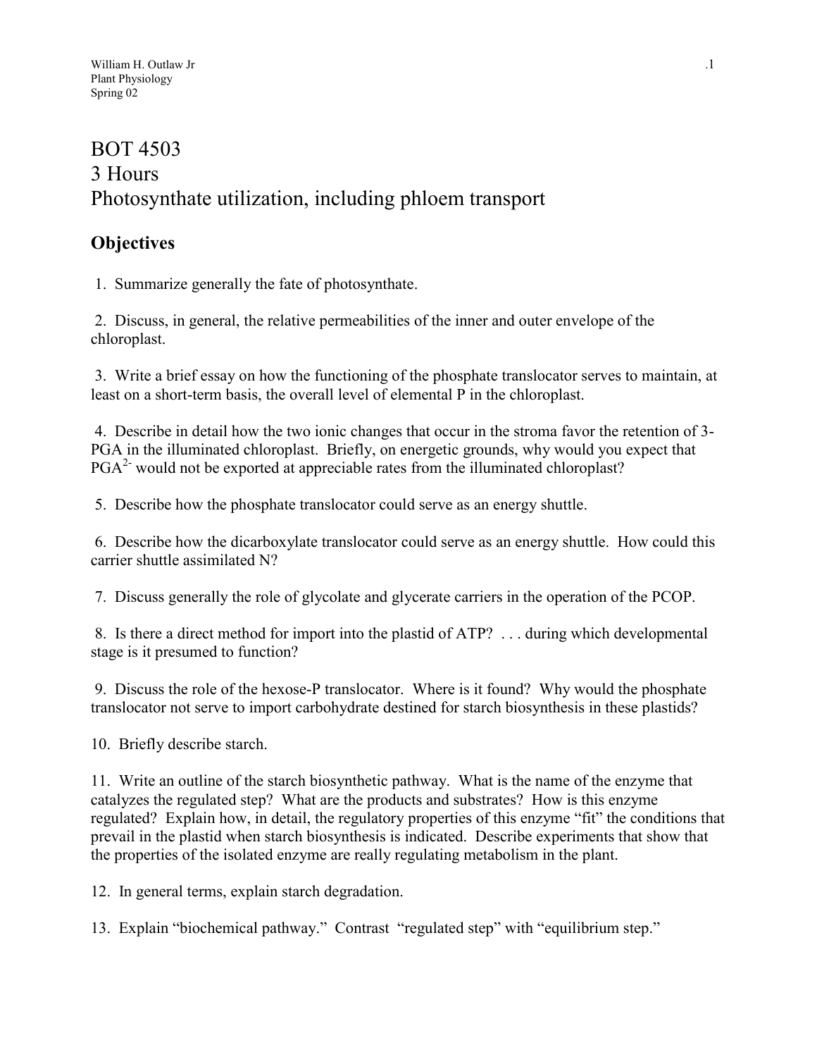William H. Outlaw Jr
Plant Physiology
Spring 02

# BOT 4503
# 3 Hours
# Photosynthate utilization, including phloem transport

## Objectives

1. Summarize generally the fate of photosynthate.

2. Discuss, in general, the relative permeabilities of the inner and outer envelope of the chloroplast.

3. Write a brief essay on how the functioning of the phosphate translocator serves to maintain, at least on a short-term basis, the overall level of elemental P in the chloroplast.

4. Describe in detail how the two ionic changes that occur in the stroma favor the retention of 3-PGA in the illuminated chloroplast. Briefly, on energetic grounds, why would you expect that $PGA^{2-}$ would not be exported at appreciable rates from the illuminated chloroplast?

5. Describe how the phosphate translocator could serve as an energy shuttle.

6. Describe how the dicarboxylate translocator could serve as an energy shuttle. How could this carrier shuttle assimilated N?

7. Discuss generally the role of glycolate and glycerate carriers in the operation of the PCOP.

8. Is there a direct method for import into the plastid of ATP? . . . during which developmental stage is it presumed to function?

9. Discuss the role of the hexose-P translocator. Where is it found? Why would the phosphate translocator not serve to import carbohydrate destined for starch biosynthesis in these plastids?

10. Briefly describe starch.

11. Write an outline of the starch biosynthetic pathway. What is the name of the enzyme that catalyzes the regulated step? What are the products and substrates? How is this enzyme regulated? Explain how, in detail, the regulatory properties of this enzyme "fit" the conditions that prevail in the plastid when starch biosynthesis is indicated. Describe experiments that show that the properties of the isolated enzyme are really regulating metabolism in the plant.

12. In general terms, explain starch degradation.

13. Explain "biochemical pathway." Contrast "regulated step" with "equilibrium step."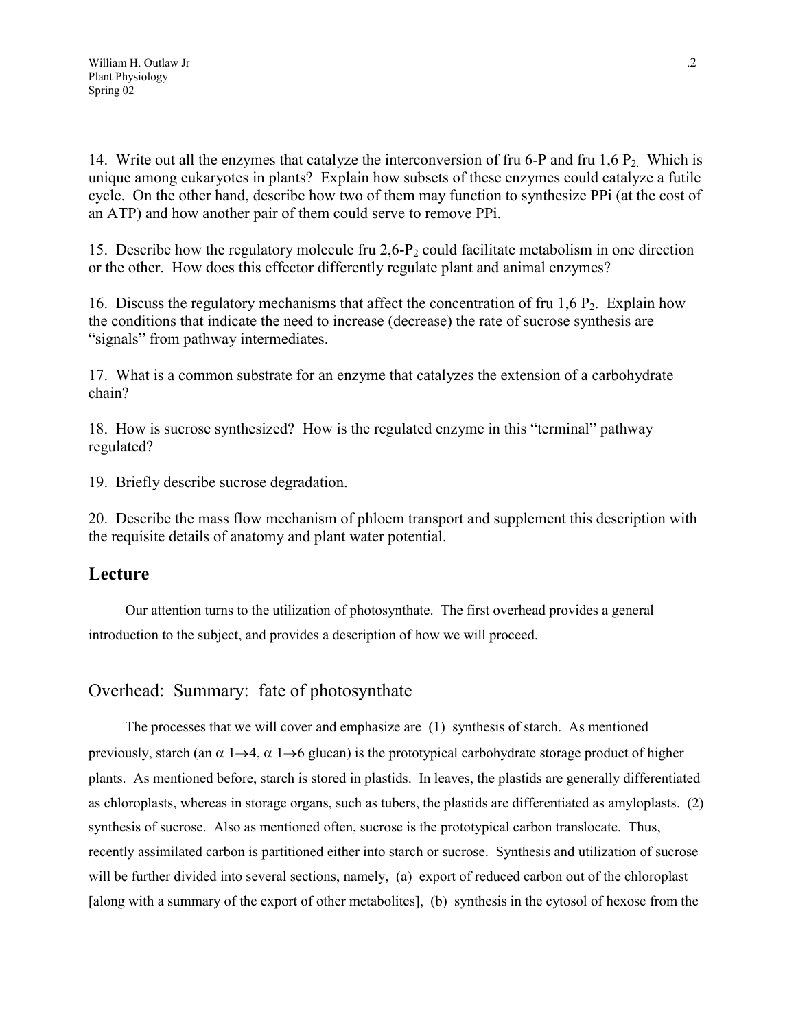14. Write out all the enzymes that catalyze the interconversion of fru 6-P and fru 1,6 $P_2$. Which is unique among eukaryotes in plants? Explain how subsets of these enzymes could catalyze a futile cycle. On the other hand, describe how two of them may function to synthesize PPi (at the cost of an ATP) and how another pair of them could serve to remove PPi.

15. Describe how the regulatory molecule fru 2,6-$P_2$ could facilitate metabolism in one direction or the other. How does this effector differently regulate plant and animal enzymes?

16. Discuss the regulatory mechanisms that affect the concentration of fru 1,6 $P_2$. Explain how the conditions that indicate the need to increase (decrease) the rate of sucrose synthesis are "signals" from pathway intermediates.

17. What is a common substrate for an enzyme that catalyzes the extension of a carbohydrate chain?

18. How is sucrose synthesized? How is the regulated enzyme in this "terminal" pathway regulated?

19. Briefly describe sucrose degradation.

20. Describe the mass flow mechanism of phloem transport and supplement this description with the requisite details of anatomy and plant water potential.

## Lecture

Our attention turns to the utilization of photosynthate. The first overhead provides a general introduction to the subject, and provides a description of how we will proceed.

### Overhead: Summary: fate of photosynthate

The processes that we will cover and emphasize are (1) synthesis of starch. As mentioned previously, starch (an $\alpha$ 1$\rightarrow$4, $\alpha$ 1$\rightarrow$6 glucan) is the prototypical carbohydrate storage product of higher plants. As mentioned before, starch is stored in plastids. In leaves, the plastids are generally differentiated as chloroplasts, whereas in storage organs, such as tubers, the plastids are differentiated as amyloplasts. (2) synthesis of sucrose. Also as mentioned often, sucrose is the prototypical carbon translocate. Thus, recently assimilated carbon is partitioned either into starch or sucrose. Synthesis and utilization of sucrose will be further divided into several sections, namely, (a) export of reduced carbon out of the chloroplast [along with a summary of the export of other metabolites], (b) synthesis in the cytosol of hexose from the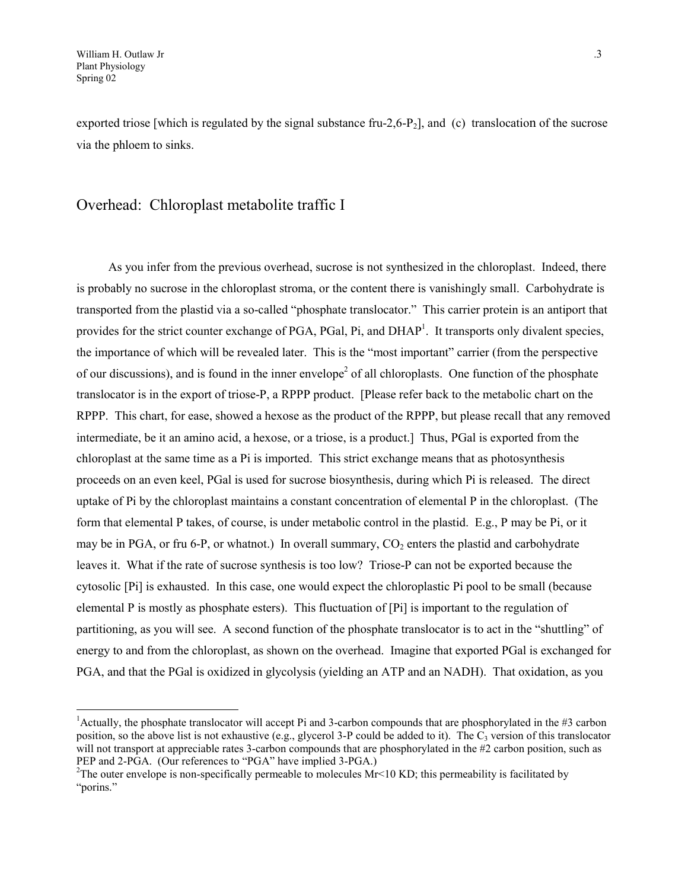exported triose [which is regulated by the signal substance fru-2,6-$P_2$], and (c) translocation of the sucrose via the phloem to sinks.

## Overhead: Chloroplast metabolite traffic I

As you infer from the previous overhead, sucrose is not synthesized in the chloroplast. Indeed, there is probably no sucrose in the chloroplast stroma, or the content there is vanishingly small. Carbohydrate is transported from the plastid via a so-called "phosphate translocator." This carrier protein is an antiport that provides for the strict counter exchange of PGA, PGal, Pi, and DHAP[1]. It transports only divalent species, the importance of which will be revealed later. This is the "most important" carrier (from the perspective of our discussions), and is found in the inner envelope[2] of all chloroplasts. One function of the phosphate translocator is in the export of triose-P, a RPPP product. [Please refer back to the metabolic chart on the RPPP. This chart, for ease, showed a hexose as the product of the RPPP, but please recall that any removed intermediate, be it an amino acid, a hexose, or a triose, is a product.] Thus, PGal is exported from the chloroplast at the same time as a Pi is imported. This strict exchange means that as photosynthesis proceeds on an even keel, PGal is used for sucrose biosynthesis, during which Pi is released. The direct uptake of Pi by the chloroplast maintains a constant concentration of elemental P in the chloroplast. (The form that elemental P takes, of course, is under metabolic control in the plastid. E.g., P may be Pi, or it may be in PGA, or fru 6-P, or whatnot.) In overall summary, $CO_2$ enters the plastid and carbohydrate leaves it. What if the rate of sucrose synthesis is too low? Triose-P can not be exported because the cytosolic [Pi] is exhausted. In this case, one would expect the chloroplastic Pi pool to be small (because elemental P is mostly as phosphate esters). This fluctuation of [Pi] is important to the regulation of partitioning, as you will see. A second function of the phosphate translocator is to act in the "shuttling" of energy to and from the chloroplast, as shown on the overhead. Imagine that exported PGal is exchanged for PGA, and that the PGal is oxidized in glycolysis (yielding an ATP and an NADH). That oxidation, as you

---

[1] Actually, the phosphate translocator will accept Pi and 3-carbon compounds that are phosphorylated in the #3 carbon position, so the above list is not exhaustive (e.g., glycerol 3-P could be added to it). The $C_3$ version of this translocator will not transport at appreciable rates 3-carbon compounds that are phosphorylated in the #2 carbon position, such as PEP and 2-PGA. (Our references to "PGA" have implied 3-PGA.)

[2] The outer envelope is non-specifically permeable to molecules Mr<10 KD; this permeability is facilitated by "porins."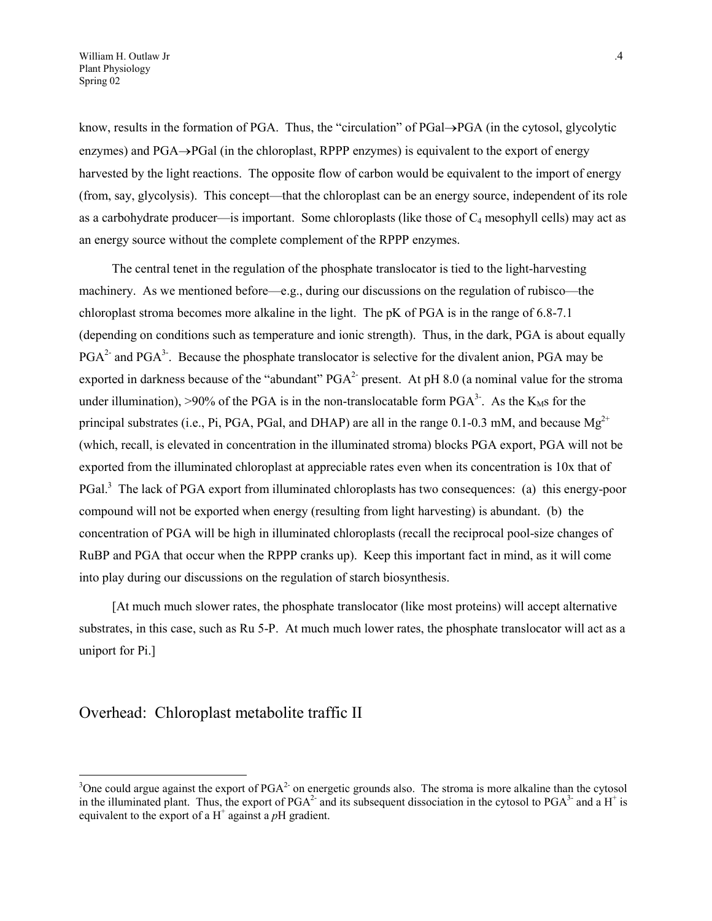know, results in the formation of PGA. Thus, the "circulation" of PGal→PGA (in the cytosol, glycolytic enzymes) and PGA→PGal (in the chloroplast, RPPP enzymes) is equivalent to the export of energy harvested by the light reactions. The opposite flow of carbon would be equivalent to the import of energy (from, say, glycolysis). This concept—that the chloroplast can be an energy source, independent of its role as a carbohydrate producer—is important. Some chloroplasts (like those of $C_4$ mesophyll cells) may act as an energy source without the complete complement of the RPPP enzymes.

The central tenet in the regulation of the phosphate translocator is tied to the light-harvesting machinery. As we mentioned before—e.g., during our discussions on the regulation of rubisco—the chloroplast stroma becomes more alkaline in the light. The pK of PGA is in the range of 6.8-7.1 (depending on conditions such as temperature and ionic strength). Thus, in the dark, PGA is about equally $PGA^{2-}$ and $PGA^{3-}$. Because the phosphate translocator is selective for the divalent anion, PGA may be exported in darkness because of the "abundant" $PGA^{2-}$ present. At pH 8.0 (a nominal value for the stroma under illumination), >90% of the PGA is in the non-translocatable form $PGA^{3-}$. As the $K_M$s for the principal substrates (i.e., Pi, PGA, PGal, and DHAP) are all in the range 0.1-0.3 mM, and because $Mg^{2+}$ (which, recall, is elevated in concentration in the illuminated stroma) blocks PGA export, PGA will not be exported from the illuminated chloroplast at appreciable rates even when its concentration is 10x that of PGal.[3] The lack of PGA export from illuminated chloroplasts has two consequences: (a) this energy-poor compound will not be exported when energy (resulting from light harvesting) is abundant. (b) the concentration of PGA will be high in illuminated chloroplasts (recall the reciprocal pool-size changes of RuBP and PGA that occur when the RPPP cranks up). Keep this important fact in mind, as it will come into play during our discussions on the regulation of starch biosynthesis.

[At much much slower rates, the phosphate translocator (like most proteins) will accept alternative substrates, in this case, such as Ru 5-P. At much much lower rates, the phosphate translocator will act as a uniport for Pi.]

## Overhead: Chloroplast metabolite traffic II

[3] One could argue against the export of $PGA^{2-}$ on energetic grounds also. The stroma is more alkaline than the cytosol in the illuminated plant. Thus, the export of $PGA^{2-}$ and its subsequent dissociation in the cytosol to $PGA^{3-}$ and a $H^+$ is equivalent to the export of a $H^+$ against a *p*H gradient.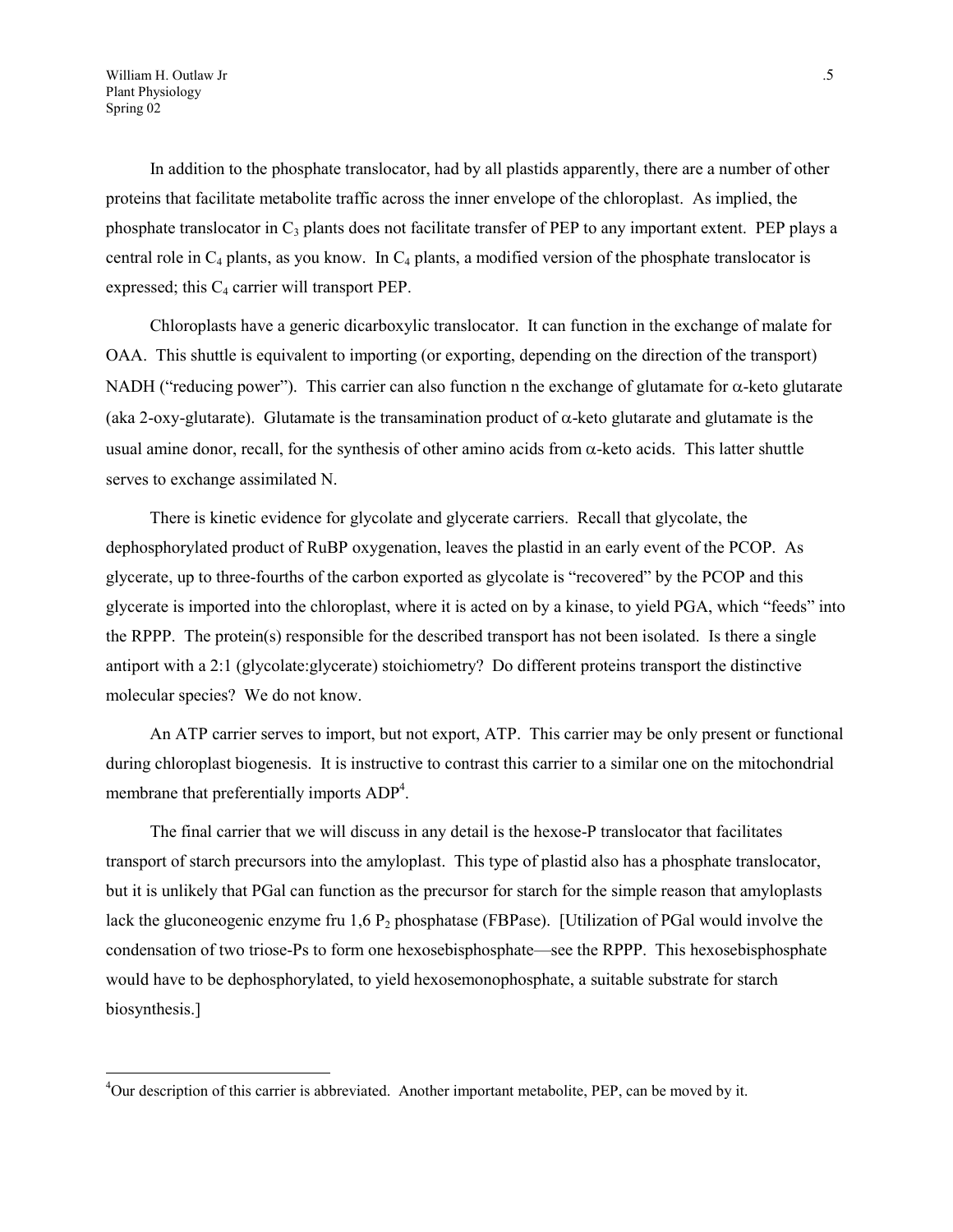In addition to the phosphate translocator, had by all plastids apparently, there are a number of other proteins that facilitate metabolite traffic across the inner envelope of the chloroplast. As implied, the phosphate translocator in $C_3$ plants does not facilitate transfer of PEP to any important extent. PEP plays a central role in $C_4$ plants, as you know. In $C_4$ plants, a modified version of the phosphate translocator is expressed; this $C_4$ carrier will transport PEP.

Chloroplasts have a generic dicarboxylic translocator. It can function in the exchange of malate for OAA. This shuttle is equivalent to importing (or exporting, depending on the direction of the transport) NADH ("reducing power"). This carrier can also function n the exchange of glutamate for $\alpha$-keto glutarate (aka 2-oxy-glutarate). Glutamate is the transamination product of $\alpha$-keto glutarate and glutamate is the usual amine donor, recall, for the synthesis of other amino acids from $\alpha$-keto acids. This latter shuttle serves to exchange assimilated N.

There is kinetic evidence for glycolate and glycerate carriers. Recall that glycolate, the dephosphorylated product of RuBP oxygenation, leaves the plastid in an early event of the PCOP. As glycerate, up to three-fourths of the carbon exported as glycolate is "recovered" by the PCOP and this glycerate is imported into the chloroplast, where it is acted on by a kinase, to yield PGA, which "feeds" into the RPPP. The protein(s) responsible for the described transport has not been isolated. Is there a single antiport with a 2:1 (glycolate:glycerate) stoichiometry? Do different proteins transport the distinctive molecular species? We do not know.

An ATP carrier serves to import, but not export, ATP. This carrier may be only present or functional during chloroplast biogenesis. It is instructive to contrast this carrier to a similar one on the mitochondrial membrane that preferentially imports ADP[4].

The final carrier that we will discuss in any detail is the hexose-P translocator that facilitates transport of starch precursors into the amyloplast. This type of plastid also has a phosphate translocator, but it is unlikely that PGal can function as the precursor for starch for the simple reason that amyloplasts lack the gluconeogenic enzyme fru 1,6 $P_2$ phosphatase (FBPase). [Utilization of PGal would involve the condensation of two triose-Ps to form one hexosebisphosphate—see the RPPP. This hexosebisphosphate would have to be dephosphorylated, to yield hexosemonophosphate, a suitable substrate for starch biosynthesis.]

---

[4]Our description of this carrier is abbreviated. Another important metabolite, PEP, can be moved by it.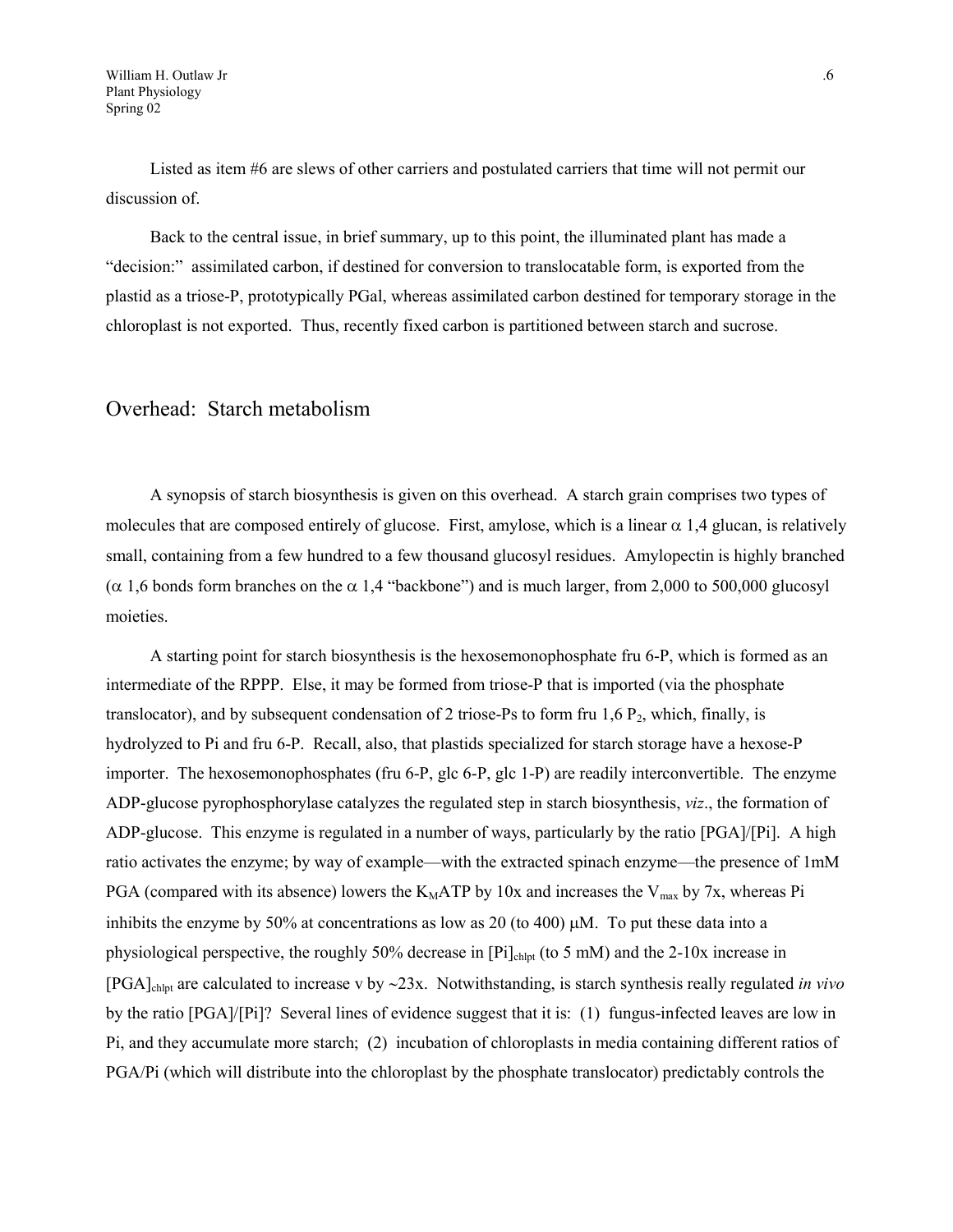Listed as item #6 are slews of other carriers and postulated carriers that time will not permit our discussion of.

Back to the central issue, in brief summary, up to this point, the illuminated plant has made a "decision:" assimilated carbon, if destined for conversion to translocatable form, is exported from the plastid as a triose-P, prototypically PGal, whereas assimilated carbon destined for temporary storage in the chloroplast is not exported. Thus, recently fixed carbon is partitioned between starch and sucrose.

## Overhead: Starch metabolism

A synopsis of starch biosynthesis is given on this overhead. A starch grain comprises two types of molecules that are composed entirely of glucose. First, amylose, which is a linear $\alpha$ 1,4 glucan, is relatively small, containing from a few hundred to a few thousand glucosyl residues. Amylopectin is highly branched ($\alpha$ 1,6 bonds form branches on the $\alpha$ 1,4 "backbone") and is much larger, from 2,000 to 500,000 glucosyl moieties.

A starting point for starch biosynthesis is the hexosemonophosphate fru 6-P, which is formed as an intermediate of the RPPP. Else, it may be formed from triose-P that is imported (via the phosphate translocator), and by subsequent condensation of 2 triose-Ps to form fru 1,6 $P_2$, which, finally, is hydrolyzed to Pi and fru 6-P. Recall, also, that plastids specialized for starch storage have a hexose-P importer. The hexosemonophosphates (fru 6-P, glc 6-P, glc 1-P) are readily interconvertible. The enzyme ADP-glucose pyrophosphorylase catalyzes the regulated step in starch biosynthesis, *viz*., the formation of ADP-glucose. This enzyme is regulated in a number of ways, particularly by the ratio [PGA]/[Pi]. A high ratio activates the enzyme; by way of example—with the extracted spinach enzyme—the presence of 1mM PGA (compared with its absence) lowers the $K_M$ATP by 10x and increases the $V_{max}$ by 7x, whereas Pi inhibits the enzyme by 50% at concentrations as low as 20 (to 400) $\mu$M. To put these data into a physiological perspective, the roughly 50% decrease in $[Pi]_{chlpt}$ (to 5 mM) and the 2-10x increase in $[PGA]_{chlpt}$ are calculated to increase v by ~23x. Notwithstanding, is starch synthesis really regulated *in vivo* by the ratio [PGA]/[Pi]? Several lines of evidence suggest that it is: (1) fungus-infected leaves are low in Pi, and they accumulate more starch; (2) incubation of chloroplasts in media containing different ratios of PGA/Pi (which will distribute into the chloroplast by the phosphate translocator) predictably controls the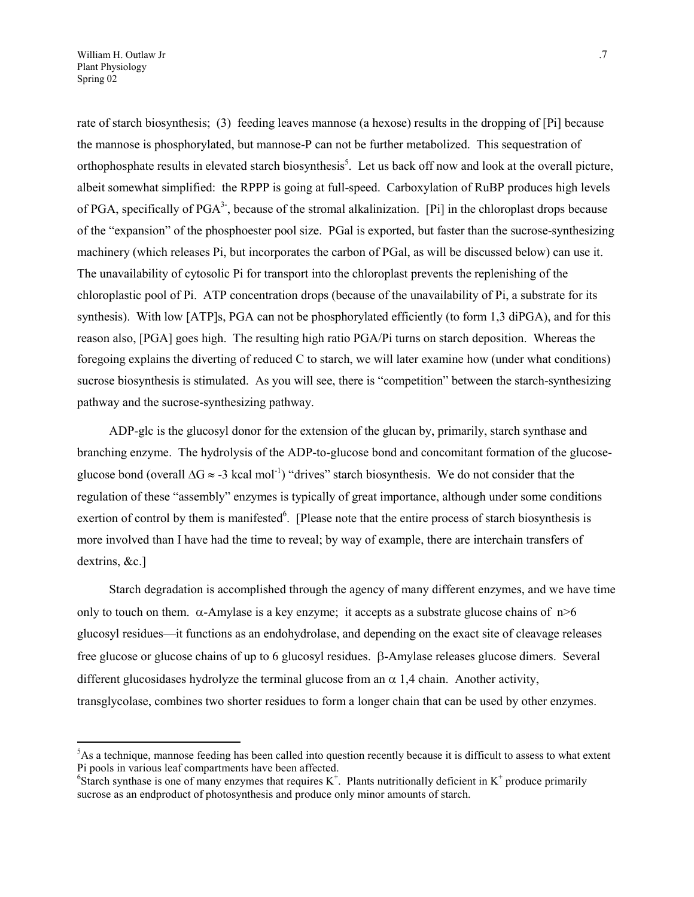rate of starch biosynthesis; (3) feeding leaves mannose (a hexose) results in the dropping of [Pi] because the mannose is phosphorylated, but mannose-P can not be further metabolized. This sequestration of orthophosphate results in elevated starch biosynthesis[5]. Let us back off now and look at the overall picture, albeit somewhat simplified: the RPPP is going at full-speed. Carboxylation of RuBP produces high levels of PGA, specifically of $PGA^{3-}$, because of the stromal alkalinization. [Pi] in the chloroplast drops because of the "expansion" of the phosphoester pool size. PGal is exported, but faster than the sucrose-synthesizing machinery (which releases Pi, but incorporates the carbon of PGal, as will be discussed below) can use it. The unavailability of cytosolic Pi for transport into the chloroplast prevents the replenishing of the chloroplastic pool of Pi. ATP concentration drops (because of the unavailability of Pi, a substrate for its synthesis). With low [ATP]s, PGA can not be phosphorylated efficiently (to form 1,3 diPGA), and for this reason also, [PGA] goes high. The resulting high ratio PGA/Pi turns on starch deposition. Whereas the foregoing explains the diverting of reduced C to starch, we will later examine how (under what conditions) sucrose biosynthesis is stimulated. As you will see, there is "competition" between the starch-synthesizing pathway and the sucrose-synthesizing pathway.

ADP-glc is the glucosyl donor for the extension of the glucan by, primarily, starch synthase and branching enzyme. The hydrolysis of the ADP-to-glucose bond and concomitant formation of the glucose-glucose bond (overall $\Delta G \approx -3$ kcal $mol^{-1}$) "drives" starch biosynthesis. We do not consider that the regulation of these "assembly" enzymes is typically of great importance, although under some conditions exertion of control by them is manifested[6]. [Please note that the entire process of starch biosynthesis is more involved than I have had the time to reveal; by way of example, there are interchain transfers of dextrins, &c.]

Starch degradation is accomplished through the agency of many different enzymes, and we have time only to touch on them. $\alpha$-Amylase is a key enzyme; it accepts as a substrate glucose chains of $n>6$ glucosyl residues—it functions as an endohydrolase, and depending on the exact site of cleavage releases free glucose or glucose chains of up to 6 glucosyl residues. $\beta$-Amylase releases glucose dimers. Several different glucosidases hydrolyze the terminal glucose from an $\alpha$ 1,4 chain. Another activity, transglycolase, combines two shorter residues to form a longer chain that can be used by other enzymes.

---

[5]As a technique, mannose feeding has been called into question recently because it is difficult to assess to what extent Pi pools in various leaf compartments have been affected.

[6]Starch synthase is one of many enzymes that requires $K^+$. Plants nutritionally deficient in $K^+$ produce primarily sucrose as an endproduct of photosynthesis and produce only minor amounts of starch.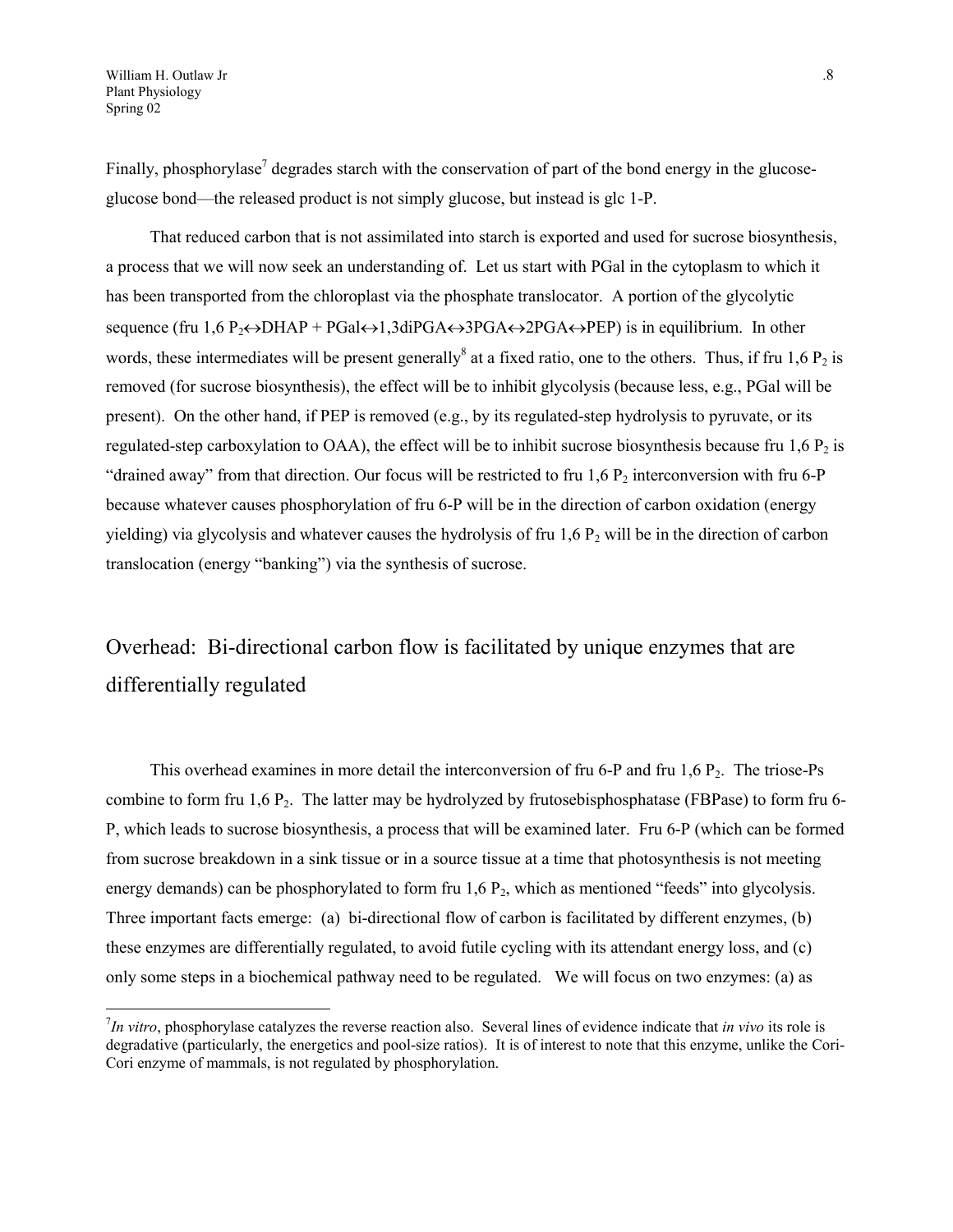Finally, phosphorylase[7] degrades starch with the conservation of part of the bond energy in the glucose-glucose bond—the released product is not simply glucose, but instead is glc 1-P.

That reduced carbon that is not assimilated into starch is exported and used for sucrose biosynthesis, a process that we will now seek an understanding of. Let us start with PGal in the cytoplasm to which it has been transported from the chloroplast via the phosphate translocator. A portion of the glycolytic sequence (fru 1,6 $P_2$↔DHAP + PGal↔1,3diPGA↔3PGA↔2PGA↔PEP) is in equilibrium. In other words, these intermediates will be present generally[8] at a fixed ratio, one to the others. Thus, if fru 1,6 $P_2$ is removed (for sucrose biosynthesis), the effect will be to inhibit glycolysis (because less, e.g., PGal will be present). On the other hand, if PEP is removed (e.g., by its regulated-step hydrolysis to pyruvate, or its regulated-step carboxylation to OAA), the effect will be to inhibit sucrose biosynthesis because fru 1,6 $P_2$ is "drained away" from that direction. Our focus will be restricted to fru 1,6 $P_2$ interconversion with fru 6-P because whatever causes phosphorylation of fru 6-P will be in the direction of carbon oxidation (energy yielding) via glycolysis and whatever causes the hydrolysis of fru 1,6 $P_2$ will be in the direction of carbon translocation (energy "banking") via the synthesis of sucrose.

## Overhead: Bi-directional carbon flow is facilitated by unique enzymes that are differentially regulated

This overhead examines in more detail the interconversion of fru 6-P and fru 1,6 $P_2$. The triose-Ps combine to form fru 1,6 $P_2$. The latter may be hydrolyzed by frutosebisphosphatase (FBPase) to form fru 6-P, which leads to sucrose biosynthesis, a process that will be examined later. Fru 6-P (which can be formed from sucrose breakdown in a sink tissue or in a source tissue at a time that photosynthesis is not meeting energy demands) can be phosphorylated to form fru 1,6 $P_2$, which as mentioned "feeds" into glycolysis. Three important facts emerge: (a) bi-directional flow of carbon is facilitated by different enzymes, (b) these enzymes are differentially regulated, to avoid futile cycling with its attendant energy loss, and (c) only some steps in a biochemical pathway need to be regulated. We will focus on two enzymes: (a) as

[7] *In vitro*, phosphorylase catalyzes the reverse reaction also. Several lines of evidence indicate that *in vivo* its role is degradative (particularly, the energetics and pool-size ratios). It is of interest to note that this enzyme, unlike the Cori-Cori enzyme of mammals, is not regulated by phosphorylation.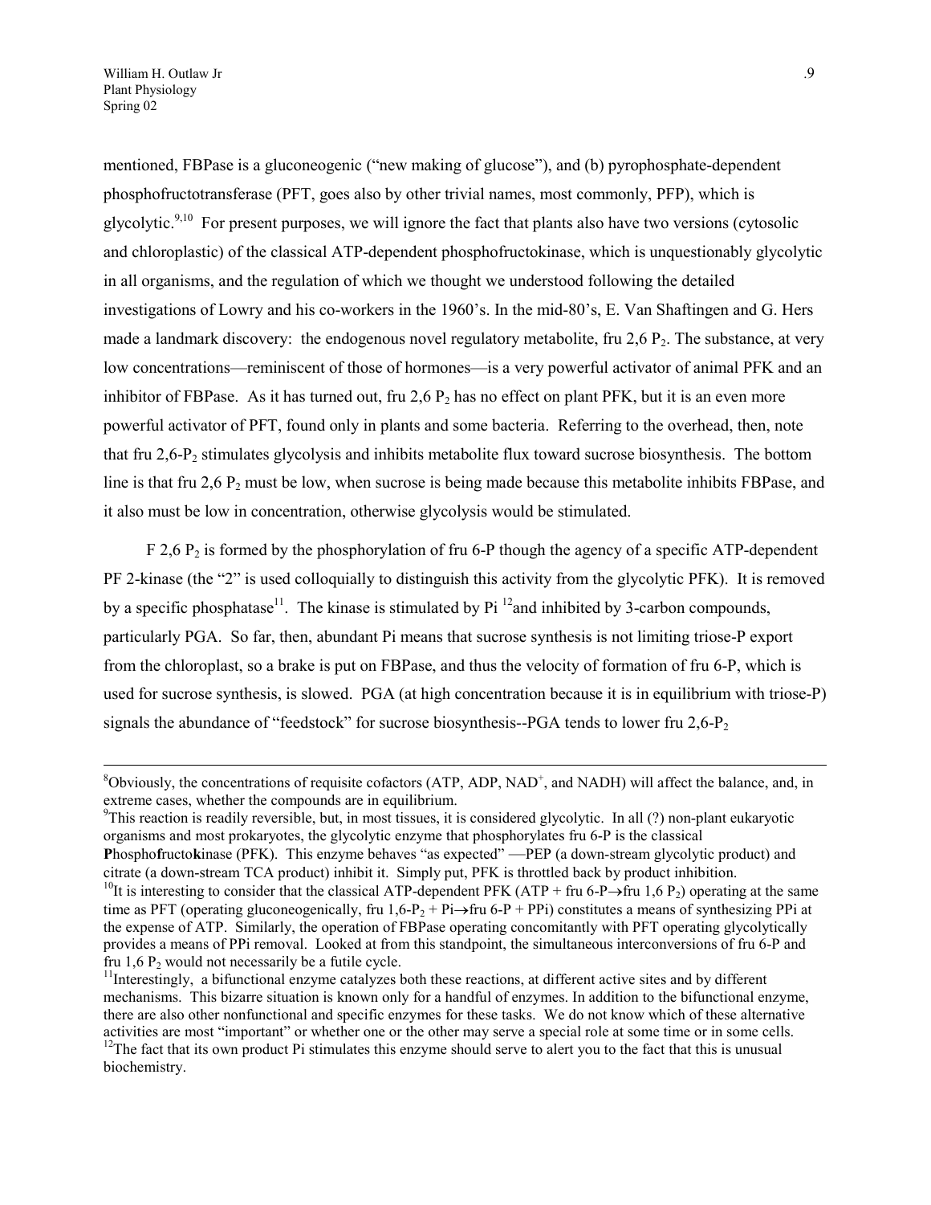mentioned, FBPase is a gluconeogenic ("new making of glucose"), and (b) pyrophosphate-dependent phosphofructotransferase (PFT, goes also by other trivial names, most commonly, PFP), which is glycolytic.[9,10] For present purposes, we will ignore the fact that plants also have two versions (cytosolic and chloroplastic) of the classical ATP-dependent phosphofructokinase, which is unquestionably glycolytic in all organisms, and the regulation of which we thought we understood following the detailed investigations of Lowry and his co-workers in the 1960's. In the mid-80's, E. Van Shaftingen and G. Hers made a landmark discovery: the endogenous novel regulatory metabolite, fru 2,6 $P_2$. The substance, at very low concentrations—reminiscent of those of hormones—is a very powerful activator of animal PFK and an inhibitor of FBPase. As it has turned out, fru 2,6 $P_2$ has no effect on plant PFK, but it is an even more powerful activator of PFT, found only in plants and some bacteria. Referring to the overhead, then, note that fru 2,6-$P_2$ stimulates glycolysis and inhibits metabolite flux toward sucrose biosynthesis. The bottom line is that fru 2,6 $P_2$ must be low, when sucrose is being made because this metabolite inhibits FBPase, and it also must be low in concentration, otherwise glycolysis would be stimulated.

F 2,6 $P_2$ is formed by the phosphorylation of fru 6-P though the agency of a specific ATP-dependent PF 2-kinase (the "2" is used colloquially to distinguish this activity from the glycolytic PFK). It is removed by a specific phosphatase[11]. The kinase is stimulated by Pi [12]and inhibited by 3-carbon compounds, particularly PGA. So far, then, abundant Pi means that sucrose synthesis is not limiting triose-P export from the chloroplast, so a brake is put on FBPase, and thus the velocity of formation of fru 6-P, which is used for sucrose synthesis, is slowed. PGA (at high concentration because it is in equilibrium with triose-P) signals the abundance of "feedstock" for sucrose biosynthesis--PGA tends to lower fru 2,6-$P_2$

---

[8]Obviously, the concentrations of requisite cofactors (ATP, ADP, $NAD^+$, and NADH) will affect the balance, and, in extreme cases, whether the compounds are in equilibrium.

[9]This reaction is readily reversible, but, in most tissues, it is considered glycolytic. In all (?) non-plant eukaryotic organisms and most prokaryotes, the glycolytic enzyme that phosphorylates fru 6-P is the classical **P**hospho**f**ructo**k**inase (PFK). This enzyme behaves "as expected" —PEP (a down-stream glycolytic product) and citrate (a down-stream TCA product) inhibit it. Simply put, PFK is throttled back by product inhibition.

[10]It is interesting to consider that the classical ATP-dependent PFK (ATP + fru 6-P$\rightarrow$fru 1,6 $P_2$) operating at the same time as PFT (operating gluconeogenically, fru 1,6-$P_2$ + Pi$\rightarrow$fru 6-P + PPi) constitutes a means of synthesizing PPi at the expense of ATP. Similarly, the operation of FBPase operating concomitantly with PFT operating glycolytically provides a means of PPi removal. Looked at from this standpoint, the simultaneous interconversions of fru 6-P and fru 1,6 $P_2$ would not necessarily be a futile cycle.

[11]Interestingly, a bifunctional enzyme catalyzes both these reactions, at different active sites and by different mechanisms. This bizarre situation is known only for a handful of enzymes. In addition to the bifunctional enzyme, there are also other nonfunctional and specific enzymes for these tasks. We do not know which of these alternative activities are most "important" or whether one or the other may serve a special role at some time or in some cells.

[12]The fact that its own product Pi stimulates this enzyme should serve to alert you to the fact that this is unusual biochemistry.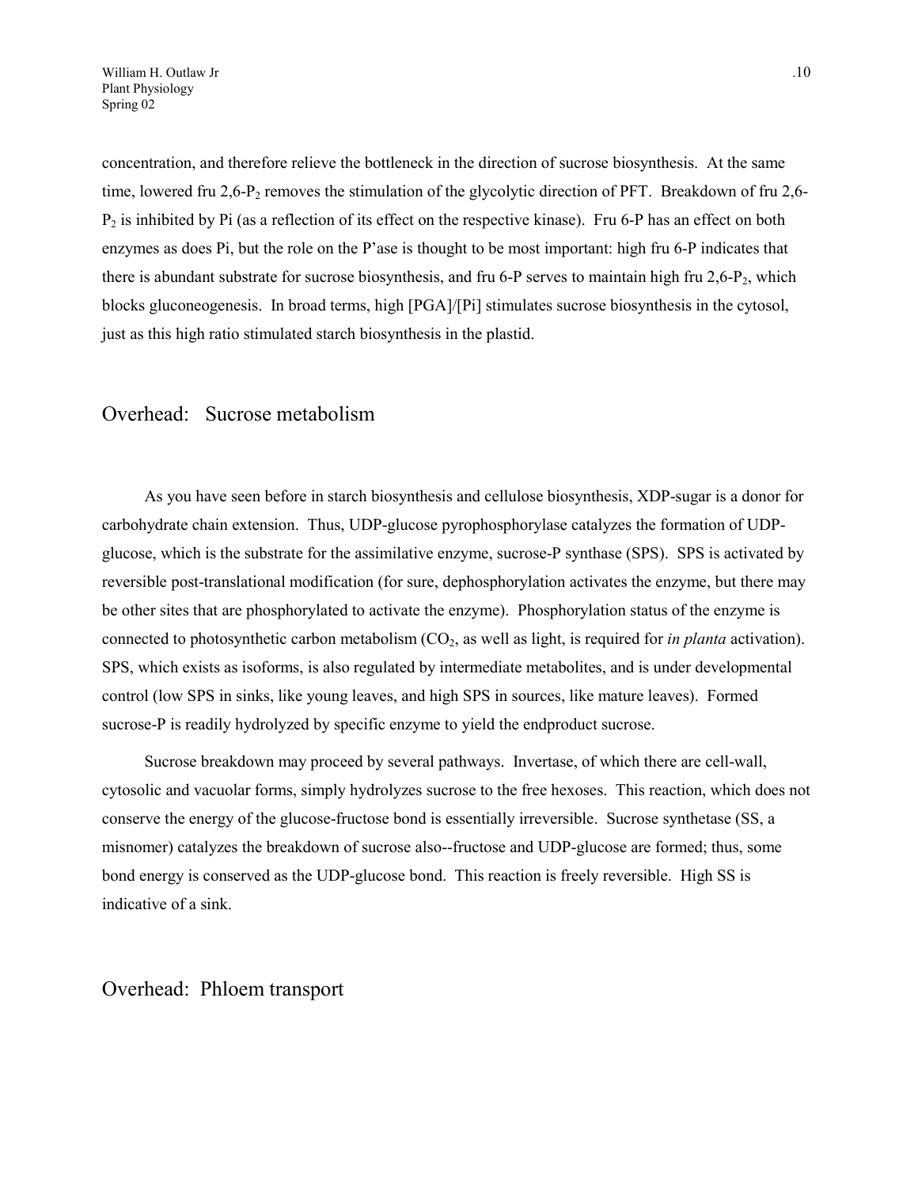concentration, and therefore relieve the bottleneck in the direction of sucrose biosynthesis. At the same time, lowered fru 2,6-$P_2$ removes the stimulation of the glycolytic direction of PFT. Breakdown of fru 2,6-$P_2$ is inhibited by Pi (as a reflection of its effect on the respective kinase). Fru 6-P has an effect on both enzymes as does Pi, but the role on the P'ase is thought to be most important: high fru 6-P indicates that there is abundant substrate for sucrose biosynthesis, and fru 6-P serves to maintain high fru 2,6-$P_2$, which blocks gluconeogenesis. In broad terms, high [PGA]/[Pi] stimulates sucrose biosynthesis in the cytosol, just as this high ratio stimulated starch biosynthesis in the plastid.

## Overhead: Sucrose metabolism

As you have seen before in starch biosynthesis and cellulose biosynthesis, XDP-sugar is a donor for carbohydrate chain extension. Thus, UDP-glucose pyrophosphorylase catalyzes the formation of UDP-glucose, which is the substrate for the assimilative enzyme, sucrose-P synthase (SPS). SPS is activated by reversible post-translational modification (for sure, dephosphorylation activates the enzyme, but there may be other sites that are phosphorylated to activate the enzyme). Phosphorylation status of the enzyme is connected to photosynthetic carbon metabolism ($CO_2$, as well as light, is required for *in planta* activation). SPS, which exists as isoforms, is also regulated by intermediate metabolites, and is under developmental control (low SPS in sinks, like young leaves, and high SPS in sources, like mature leaves). Formed sucrose-P is readily hydrolyzed by specific enzyme to yield the endproduct sucrose.

Sucrose breakdown may proceed by several pathways. Invertase, of which there are cell-wall, cytosolic and vacuolar forms, simply hydrolyzes sucrose to the free hexoses. This reaction, which does not conserve the energy of the glucose-fructose bond is essentially irreversible. Sucrose synthetase (SS, a misnomer) catalyzes the breakdown of sucrose also--fructose and UDP-glucose are formed; thus, some bond energy is conserved as the UDP-glucose bond. This reaction is freely reversible. High SS is indicative of a sink.

## Overhead: Phloem transport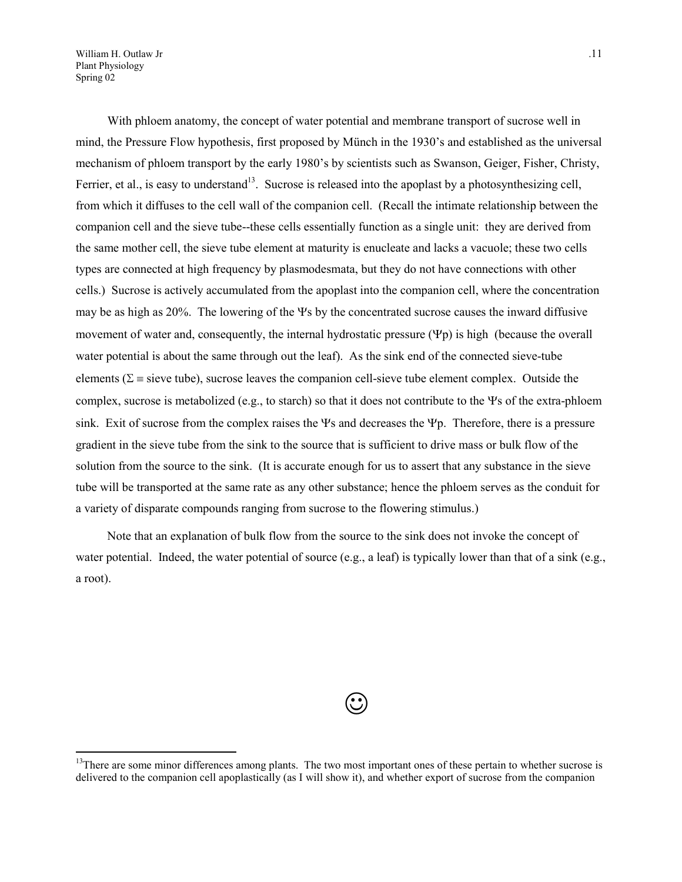With phloem anatomy, the concept of water potential and membrane transport of sucrose well in mind, the Pressure Flow hypothesis, first proposed by Münch in the 1930's and established as the universal mechanism of phloem transport by the early 1980's by scientists such as Swanson, Geiger, Fisher, Christy, Ferrier, et al., is easy to understand[13]. Sucrose is released into the apoplast by a photosynthesizing cell, from which it diffuses to the cell wall of the companion cell. (Recall the intimate relationship between the companion cell and the sieve tube--these cells essentially function as a single unit: they are derived from the same mother cell, the sieve tube element at maturity is enucleate and lacks a vacuole; these two cells types are connected at high frequency by plasmodesmata, but they do not have connections with other cells.) Sucrose is actively accumulated from the apoplast into the companion cell, where the concentration may be as high as 20%. The lowering of the $\Psi s$ by the concentrated sucrose causes the inward diffusive movement of water and, consequently, the internal hydrostatic pressure ($\Psi p$) is high (because the overall water potential is about the same through out the leaf). As the sink end of the connected sieve-tube elements ($\Sigma \equiv$ sieve tube), sucrose leaves the companion cell-sieve tube element complex. Outside the complex, sucrose is metabolized (e.g., to starch) so that it does not contribute to the $\Psi s$ of the extra-phloem sink. Exit of sucrose from the complex raises the $\Psi s$ and decreases the $\Psi p$. Therefore, there is a pressure gradient in the sieve tube from the sink to the source that is sufficient to drive mass or bulk flow of the solution from the source to the sink. (It is accurate enough for us to assert that any substance in the sieve tube will be transported at the same rate as any other substance; hence the phloem serves as the conduit for a variety of disparate compounds ranging from sucrose to the flowering stimulus.)

Note that an explanation of bulk flow from the source to the sink does not invoke the concept of water potential. Indeed, the water potential of source (e.g., a leaf) is typically lower than that of a sink (e.g., a root).

☺

[13]There are some minor differences among plants. The two most important ones of these pertain to whether sucrose is delivered to the companion cell apoplastically (as I will show it), and whether export of sucrose from the companion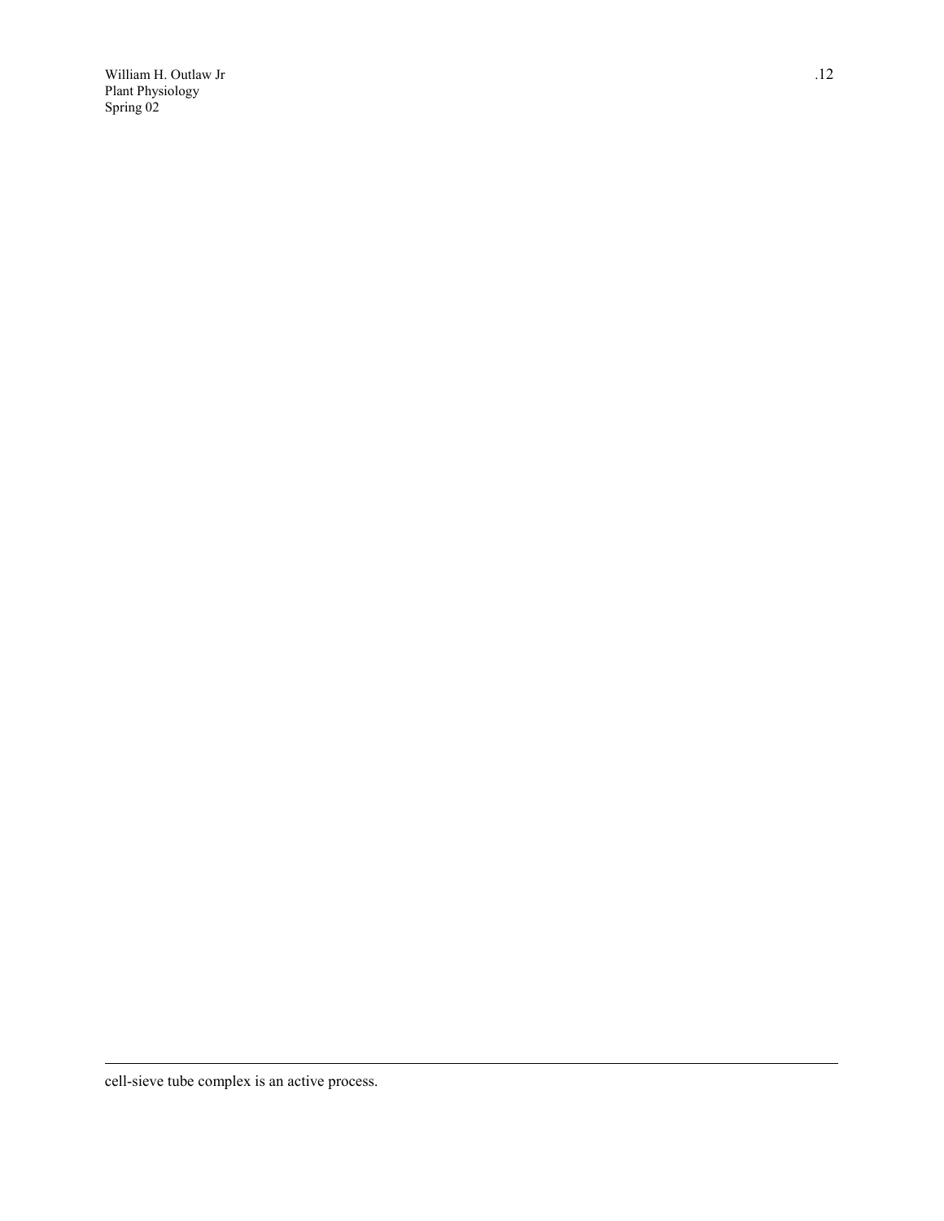cell-sieve tube complex is an active process.